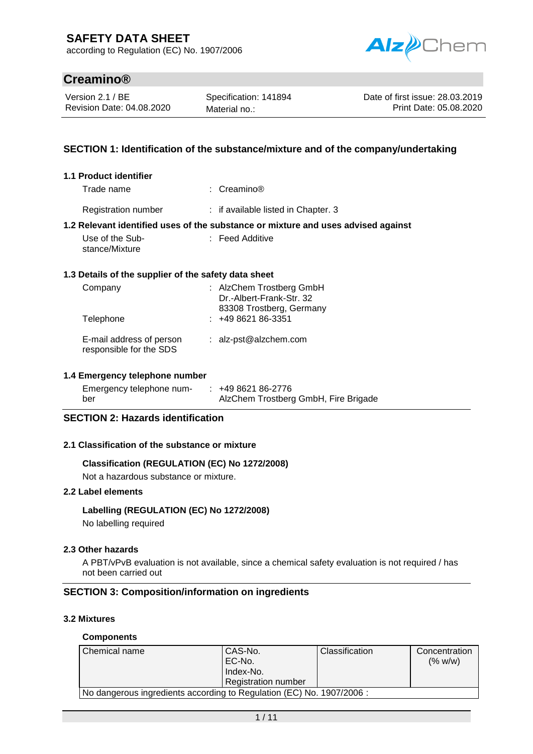# SAFETY DATA SHEET

according to Regulation (EC) No. 1907/2006

## Creamino®

| Version 2.1 / BE | Specification: 141894 | Date of first issue: 28.03.2019 |
|---|---|---|
| Revision Date: 04.08.2020 | Material no.: | Print Date: 05.08.2020 |

## SECTION 1: Identification of the substance/mixture and of the company/undertaking

### 1.1 Product identifier

Trade name : Creamino®

Registration number : if available listed in Chapter. 3

### 1.2 Relevant identified uses of the substance or mixture and uses advised against

Use of the Substance/Mixture : Feed Additive

### 1.3 Details of the supplier of the safety data sheet

Company : AlzChem Trostberg GmbH
Dr.-Albert-Frank-Str. 32
83308 Trostberg, Germany

Telephone : +49 8621 86-3351

E-mail address of person responsible for the SDS : alz-pst@alzchem.com

### 1.4 Emergency telephone number

Emergency telephone number : +49 8621 86-2776
AlzChem Trostberg GmbH, Fire Brigade

## SECTION 2: Hazards identification

### 2.1 Classification of the substance or mixture

**Classification (REGULATION (EC) No 1272/2008)**

Not a hazardous substance or mixture.

### 2.2 Label elements

**Labelling (REGULATION (EC) No 1272/2008)**

No labelling required

### 2.3 Other hazards

A PBT/vPvB evaluation is not available, since a chemical safety evaluation is not required / has not been carried out

## SECTION 3: Composition/information on ingredients

### 3.2 Mixtures

**Components**

| Chemical name | CAS-No.<br>EC-No.<br>Index-No.<br>Registration number | Classification | Concentration (% w/w) |
|---|---|---|---|
| No dangerous ingredients according to Regulation (EC) No. 1907/2006 : | | | |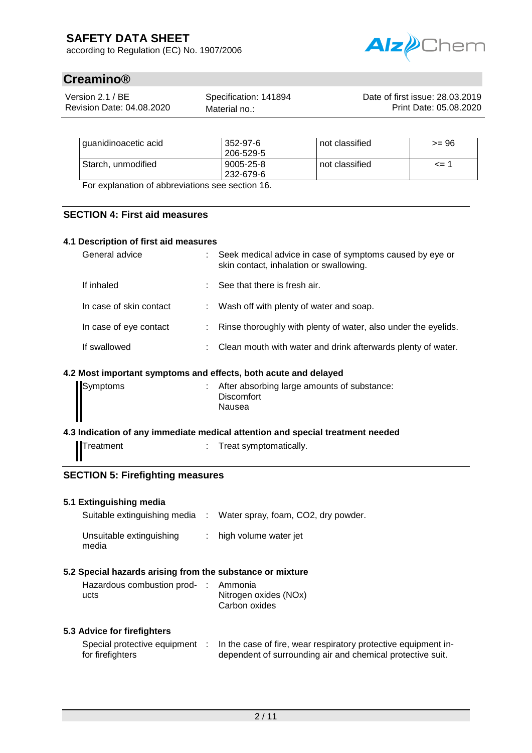| guanidinoacetic acid | 352-97-6<br>206-529-5 | not classified | >= 96 |
|---|---|---|---|
| Starch, unmodified | 9005-25-8<br>232-679-6 | not classified | <= 1 |

For explanation of abbreviations see section 16.

## SECTION 4: First aid measures

### 4.1 Description of first aid measures

General advice : Seek medical advice in case of symptoms caused by eye or skin contact, inhalation or swallowing.

If inhaled : See that there is fresh air.

In case of skin contact : Wash off with plenty of water and soap.

In case of eye contact : Rinse thoroughly with plenty of water, also under the eyelids.

If swallowed : Clean mouth with water and drink afterwards plenty of water.

### 4.2 Most important symptoms and effects, both acute and delayed

Symptoms : After absorbing large amounts of substance:
Discomfort
Nausea

### 4.3 Indication of any immediate medical attention and special treatment needed

Treatment : Treat symptomatically.

## SECTION 5: Firefighting measures

### 5.1 Extinguishing media

Suitable extinguishing media : Water spray, foam, CO2, dry powder.

Unsuitable extinguishing media : high volume water jet

### 5.2 Special hazards arising from the substance or mixture

Hazardous combustion products : Ammonia
Nitrogen oxides (NOx)
Carbon oxides

### 5.3 Advice for firefighters

Special protective equipment for firefighters : In the case of fire, wear respiratory protective equipment independent of surrounding air and chemical protective suit.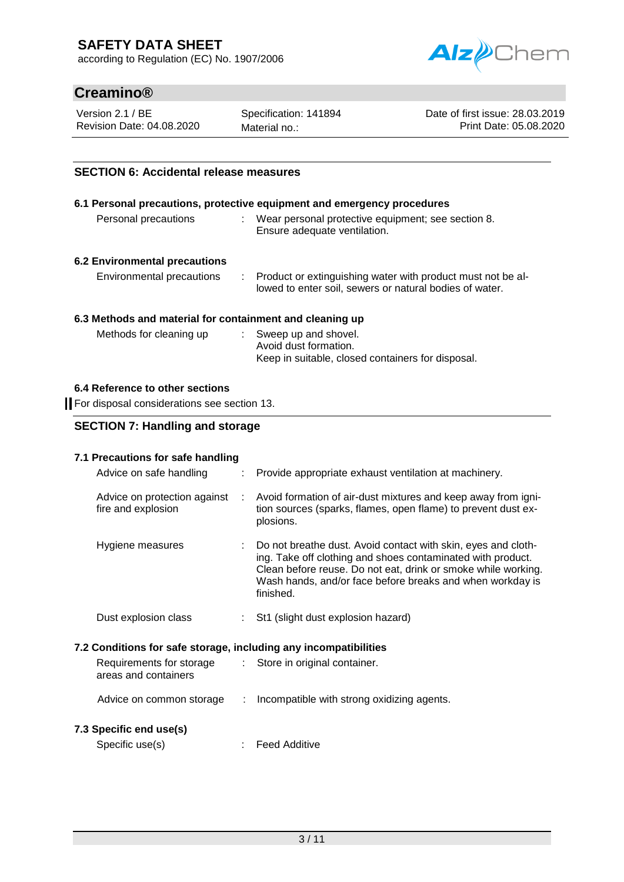## SECTION 6: Accidental release measures

### 6.1 Personal precautions, protective equipment and emergency procedures

| | | |
|---|---|---|
| Personal precautions | : | Wear personal protective equipment; see section 8. Ensure adequate ventilation. |

### 6.2 Environmental precautions

| | | |
|---|---|---|
| Environmental precautions | : | Product or extinguishing water with product must not be allowed to enter soil, sewers or natural bodies of water. |

### 6.3 Methods and material for containment and cleaning up

| | | |
|---|---|---|
| Methods for cleaning up | : | Sweep up and shovel. Avoid dust formation. Keep in suitable, closed containers for disposal. |

### 6.4 Reference to other sections

For disposal considerations see section 13.

## SECTION 7: Handling and storage

### 7.1 Precautions for safe handling

| | | |
|---|---|---|
| Advice on safe handling | : | Provide appropriate exhaust ventilation at machinery. |
| Advice on protection against fire and explosion | : | Avoid formation of air-dust mixtures and keep away from ignition sources (sparks, flames, open flame) to prevent dust explosions. |
| Hygiene measures | : | Do not breathe dust. Avoid contact with skin, eyes and clothing. Take off clothing and shoes contaminated with product. Clean before reuse. Do not eat, drink or smoke while working. Wash hands, and/or face before breaks and when workday is finished. |
| Dust explosion class | : | St1 (slight dust explosion hazard) |

### 7.2 Conditions for safe storage, including any incompatibilities

| | | |
|---|---|---|
| Requirements for storage areas and containers | : | Store in original container. |
| Advice on common storage | : | Incompatible with strong oxidizing agents. |

### 7.3 Specific end use(s)

| | | |
|---|---|---|
| Specific use(s) | : | Feed Additive |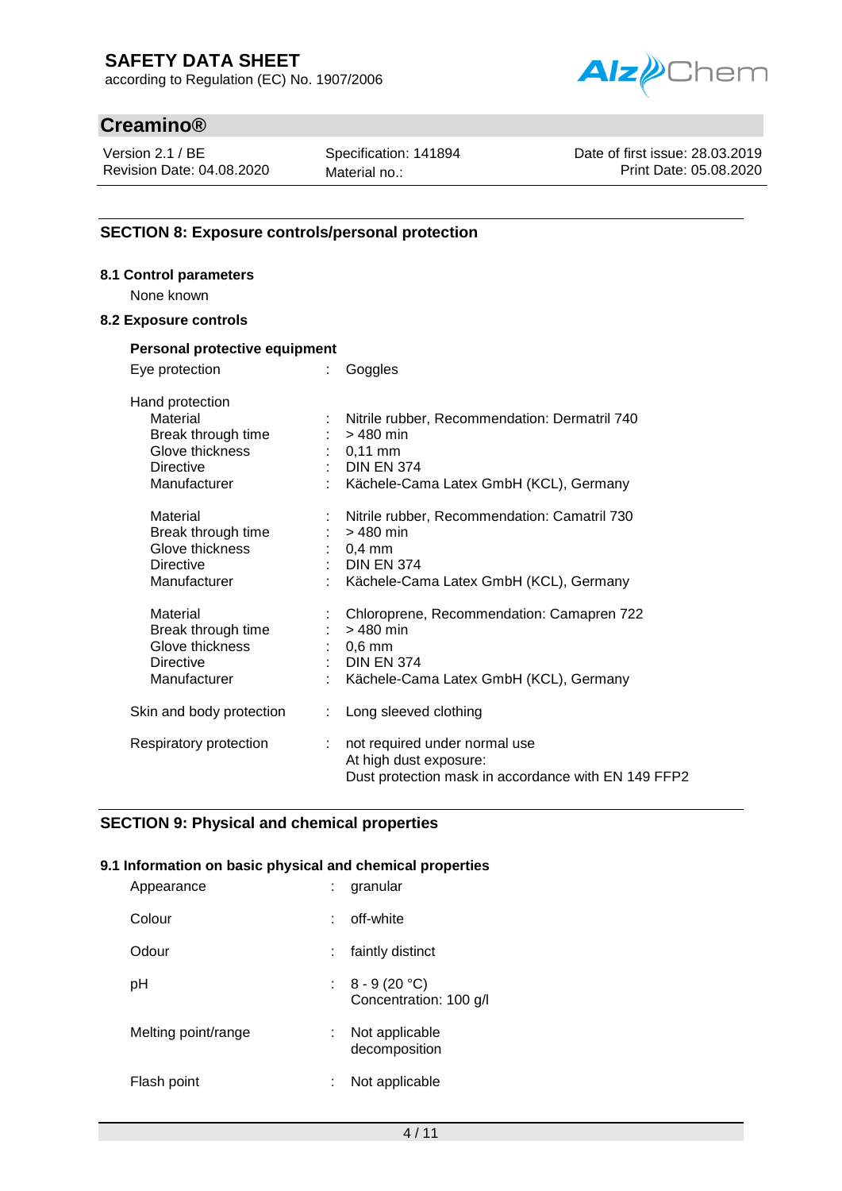## SECTION 8: Exposure controls/personal protection

### 8.1 Control parameters

None known

### 8.2 Exposure controls

**Personal protective equipment**

| | | |
|---|---|---|
| Eye protection | : | Goggles |
| Hand protection | | |
| Material | : | Nitrile rubber, Recommendation: Dermatril 740 |
| Break through time | : | > 480 min |
| Glove thickness | : | 0,11 mm |
| Directive | : | DIN EN 374 |
| Manufacturer | : | Kächele-Cama Latex GmbH (KCL), Germany |
| Material | : | Nitrile rubber, Recommendation: Camatril 730 |
| Break through time | : | > 480 min |
| Glove thickness | : | 0,4 mm |
| Directive | : | DIN EN 374 |
| Manufacturer | : | Kächele-Cama Latex GmbH (KCL), Germany |
| Material | : | Chloroprene, Recommendation: Camapren 722 |
| Break through time | : | > 480 min |
| Glove thickness | : | 0,6 mm |
| Directive | : | DIN EN 374 |
| Manufacturer | : | Kächele-Cama Latex GmbH (KCL), Germany |
| Skin and body protection | : | Long sleeved clothing |
| Respiratory protection | : | not required under normal use<br>At high dust exposure:<br>Dust protection mask in accordance with EN 149 FFP2 |

## SECTION 9: Physical and chemical properties

### 9.1 Information on basic physical and chemical properties

| | | |
|---|---|---|
| Appearance | : | granular |
| Colour | : | off-white |
| Odour | : | faintly distinct |
| pH | : | 8 - 9 (20 °C)<br>Concentration: 100 g/l |
| Melting point/range | : | Not applicable<br>decomposition |
| Flash point | : | Not applicable |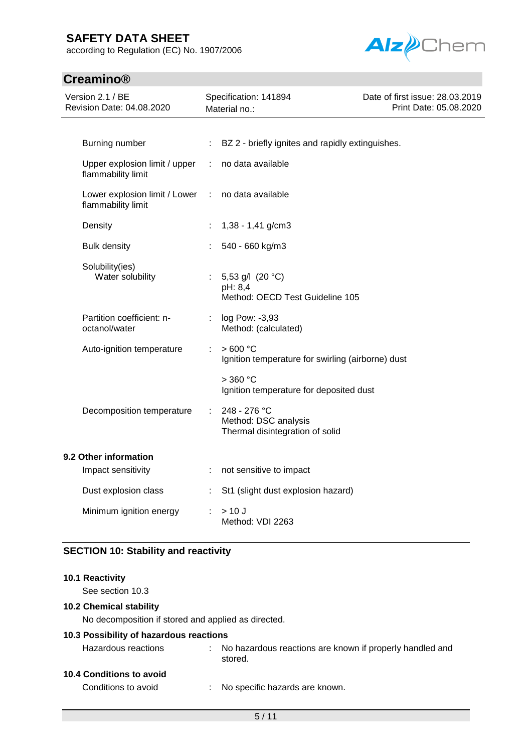| | | |
|---|---|---|
| Burning number | : | BZ 2 - briefly ignites and rapidly extinguishes. |
| Upper explosion limit / upper flammability limit | : | no data available |
| Lower explosion limit / Lower flammability limit | : | no data available |
| Density | : | 1,38 - 1,41 g/cm3 |
| Bulk density | : | 540 - 660 kg/m3 |
| Solubility(ies)<br>Water solubility | : | 5,53 g/l (20 °C)<br>pH: 8,4<br>Method: OECD Test Guideline 105 |
| Partition coefficient: n-octanol/water | : | log Pow: -3,93<br>Method: (calculated) |
| Auto-ignition temperature | : | > 600 °C<br>Ignition temperature for swirling (airborne) dust<br><br>> 360 °C<br>Ignition temperature for deposited dust |
| Decomposition temperature | : | 248 - 276 °C<br>Method: DSC analysis<br>Thermal disintegration of solid |

### 9.2 Other information

| | | |
|---|---|---|
| Impact sensitivity | : | not sensitive to impact |
| Dust explosion class | : | St1 (slight dust explosion hazard) |
| Minimum ignition energy | : | > 10 J<br>Method: VDI 2263 |

## SECTION 10: Stability and reactivity

### 10.1 Reactivity

See section 10.3

### 10.2 Chemical stability

No decomposition if stored and applied as directed.

### 10.3 Possibility of hazardous reactions

| | | |
|---|---|---|
| Hazardous reactions | : | No hazardous reactions are known if properly handled and stored. |

### 10.4 Conditions to avoid

| | | |
|---|---|---|
| Conditions to avoid | : | No specific hazards are known. |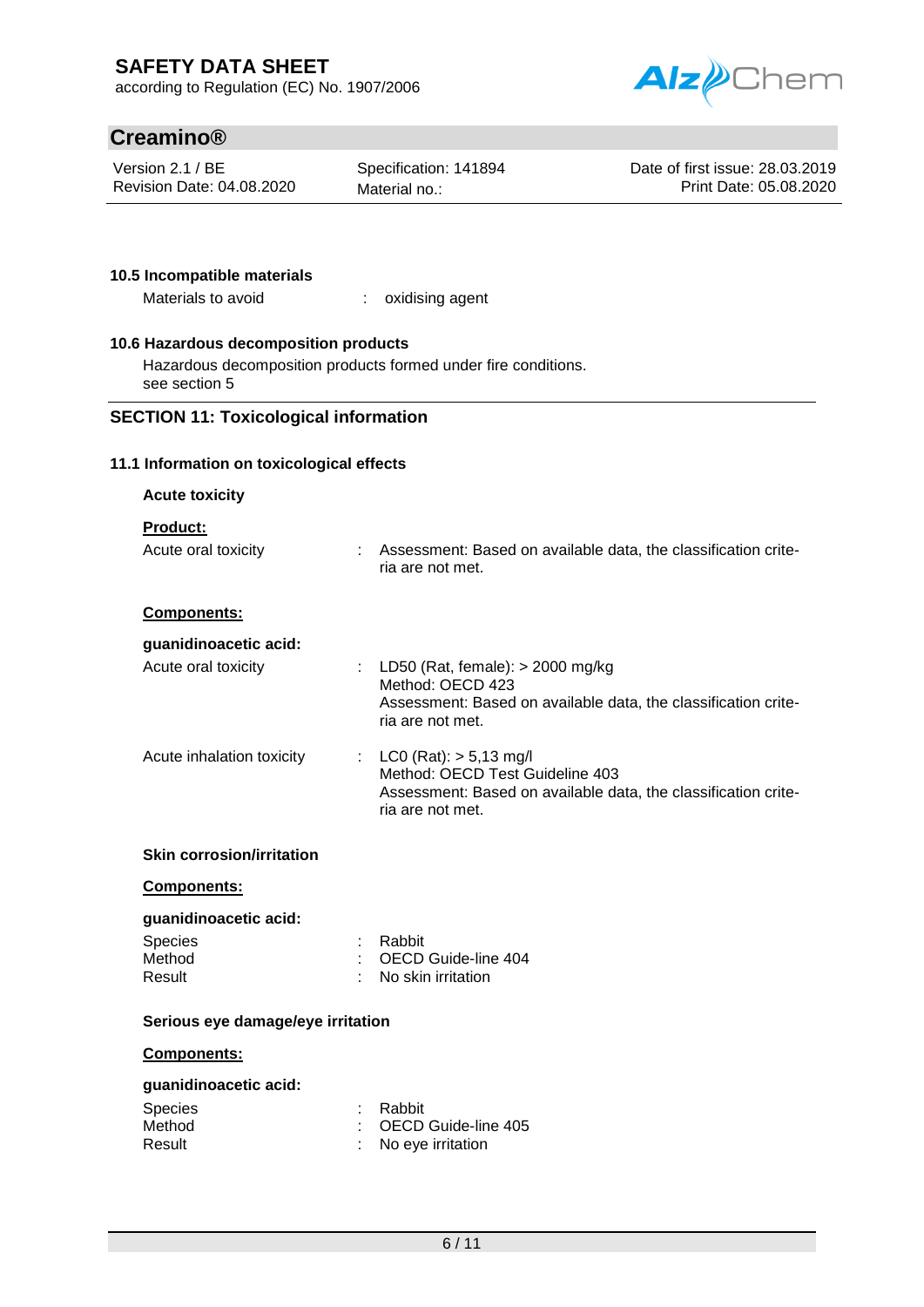### 10.5 Incompatible materials

Materials to avoid : oxidising agent

### 10.6 Hazardous decomposition products

Hazardous decomposition products formed under fire conditions.
see section 5

## SECTION 11: Toxicological information

### 11.1 Information on toxicological effects

**Acute toxicity**

**Product:**

Acute oral toxicity : Assessment: Based on available data, the classification criteria are not met.

**Components:**

**guanidinoacetic acid:**

Acute oral toxicity : LD50 (Rat, female): > 2000 mg/kg
Method: OECD 423
Assessment: Based on available data, the classification criteria are not met.

Acute inhalation toxicity : LC0 (Rat): > 5,13 mg/l
Method: OECD Test Guideline 403
Assessment: Based on available data, the classification criteria are not met.

**Skin corrosion/irritation**

**Components:**

**guanidinoacetic acid:**

Species : Rabbit
Method : OECD Guide-line 404
Result : No skin irritation

**Serious eye damage/eye irritation**

**Components:**

**guanidinoacetic acid:**

Species : Rabbit
Method : OECD Guide-line 405
Result : No eye irritation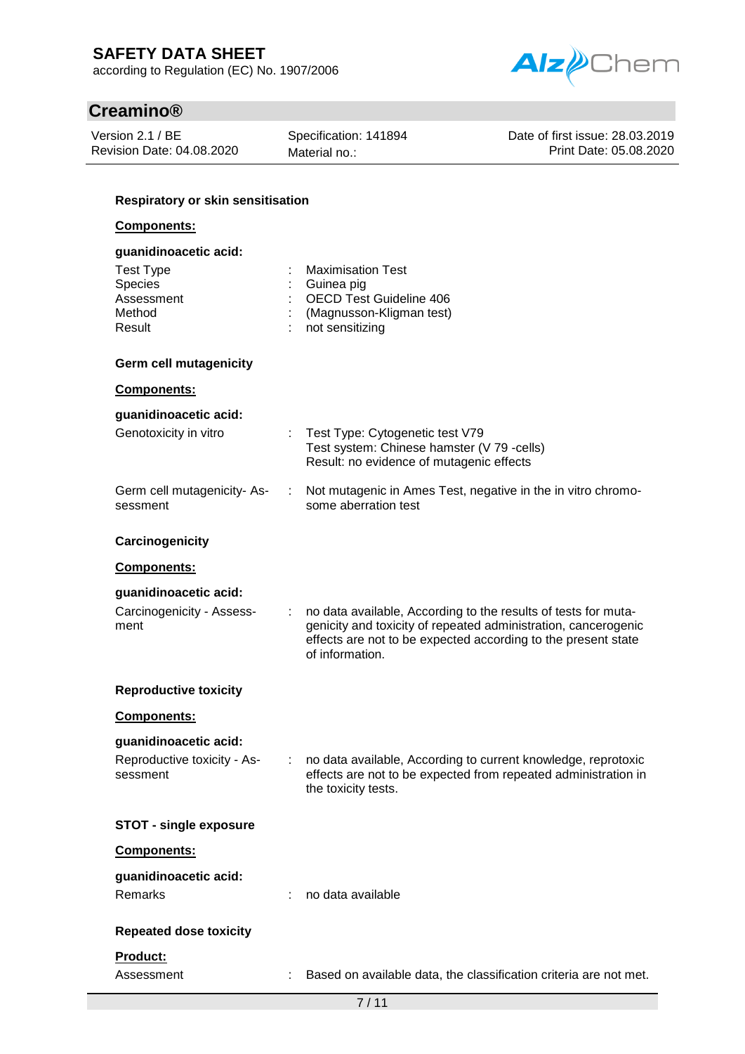### Respiratory or skin sensitisation

**Components:**

**guanidinoacetic acid:**

| | | |
|---|---|---|
| Test Type | : | Maximisation Test |
| Species | : | Guinea pig |
| Assessment | : | OECD Test Guideline 406 |
| Method | : | (Magnusson-Kligman test) |
| Result | : | not sensitizing |

### Germ cell mutagenicity

**Components:**

**guanidinoacetic acid:**

| | | |
|---|---|---|
| Genotoxicity in vitro | : | Test Type: Cytogenetic test V79<br>Test system: Chinese hamster (V 79 -cells)<br>Result: no evidence of mutagenic effects |
| Germ cell mutagenicity- Assessment | : | Not mutagenic in Ames Test, negative in the in vitro chromosome aberration test |

### Carcinogenicity

**Components:**

**guanidinoacetic acid:**

| | | |
|---|---|---|
| Carcinogenicity - Assessment | : | no data available, According to the results of tests for mutagenicity and toxicity of repeated administration, cancerogenic effects are not to be expected according to the present state of information. |

### Reproductive toxicity

**Components:**

**guanidinoacetic acid:**

| | | |
|---|---|---|
| Reproductive toxicity - Assessment | : | no data available, According to current knowledge, reprotoxic effects are not to be expected from repeated administration in the toxicity tests. |

### STOT - single exposure

**Components:**

**guanidinoacetic acid:**

| | | |
|---|---|---|
| Remarks | : | no data available |

### Repeated dose toxicity

**Product:**

| | | |
|---|---|---|
| Assessment | : | Based on available data, the classification criteria are not met. |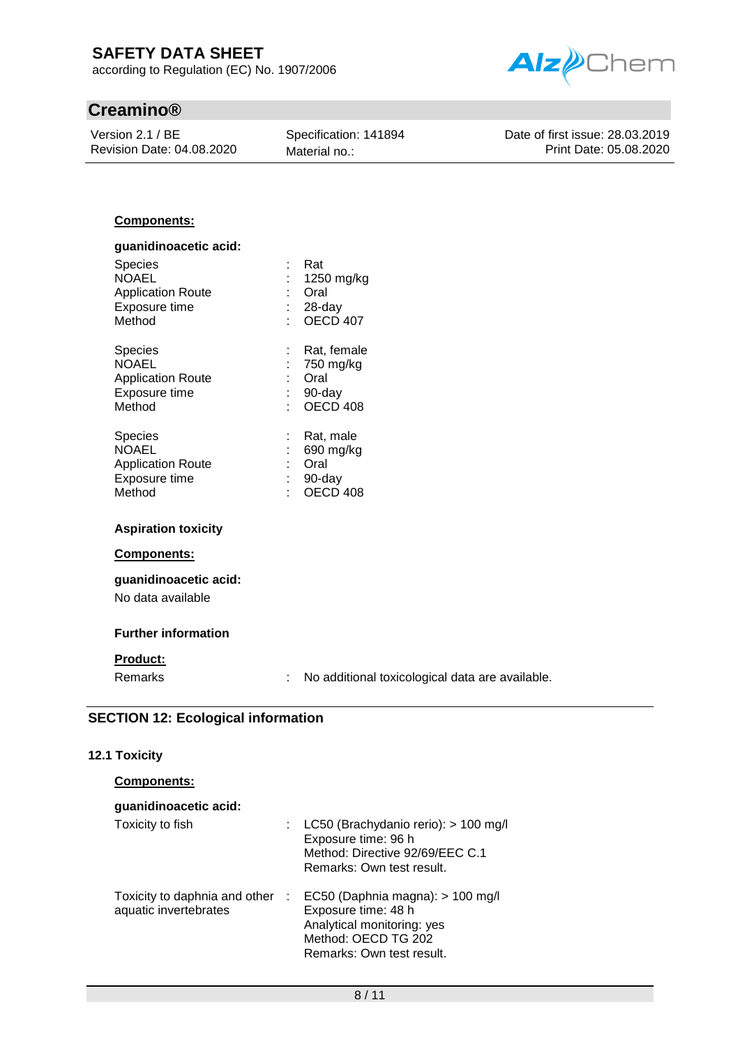**Components:**

**guanidinoacetic acid:**

| | | |
|---|---|---|
| Species | : | Rat |
| NOAEL | : | 1250 mg/kg |
| Application Route | : | Oral |
| Exposure time | : | 28-day |
| Method | : | OECD 407 |

| | | |
|---|---|---|
| Species | : | Rat, female |
| NOAEL | : | 750 mg/kg |
| Application Route | : | Oral |
| Exposure time | : | 90-day |
| Method | : | OECD 408 |

| | | |
|---|---|---|
| Species | : | Rat, male |
| NOAEL | : | 690 mg/kg |
| Application Route | : | Oral |
| Exposure time | : | 90-day |
| Method | : | OECD 408 |

**Aspiration toxicity**

**Components:**

**guanidinoacetic acid:**

No data available

**Further information**

**Product:**

Remarks : No additional toxicological data are available.

## SECTION 12: Ecological information

### 12.1 Toxicity

**Components:**

**guanidinoacetic acid:**

Toxicity to fish : LC50 (Brachydanio rerio): > 100 mg/l
Exposure time: 96 h
Method: Directive 92/69/EEC C.1
Remarks: Own test result.

Toxicity to daphnia and other aquatic invertebrates : EC50 (Daphnia magna): > 100 mg/l
Exposure time: 48 h
Analytical monitoring: yes
Method: OECD TG 202
Remarks: Own test result.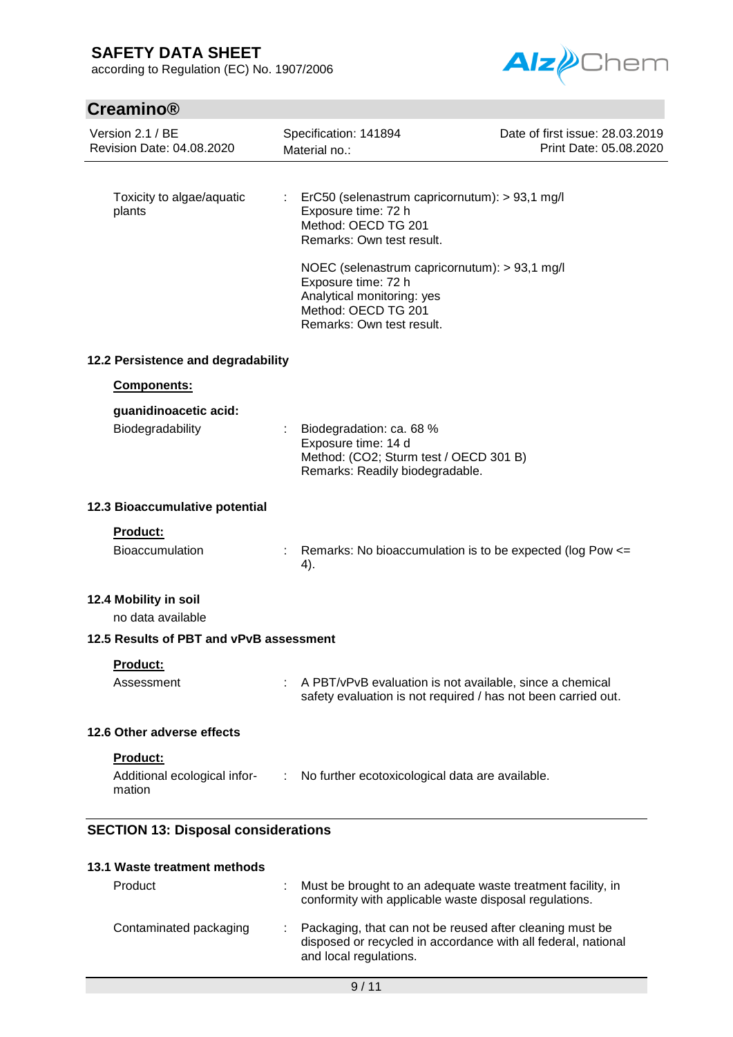Toxicity to algae/aquatic plants : ErC50 (selenastrum capricornutum): > 93,1 mg/l
Exposure time: 72 h
Method: OECD TG 201
Remarks: Own test result.

NOEC (selenastrum capricornutum): > 93,1 mg/l
Exposure time: 72 h
Analytical monitoring: yes
Method: OECD TG 201
Remarks: Own test result.

### 12.2 Persistence and degradability

**Components:**

**guanidinoacetic acid:**

Biodegradability : Biodegradation: ca. 68 %
Exposure time: 14 d
Method: ($CO_2$; Sturm test / OECD 301 B)
Remarks: Readily biodegradable.

### 12.3 Bioaccumulative potential

**Product:**

Bioaccumulation : Remarks: No bioaccumulation is to be expected (log Pow <= 4).

### 12.4 Mobility in soil

no data available

### 12.5 Results of PBT and vPvB assessment

**Product:**

Assessment : A PBT/vPvB evaluation is not available, since a chemical safety evaluation is not required / has not been carried out.

### 12.6 Other adverse effects

**Product:**

Additional ecological information : No further ecotoxicological data are available.

## SECTION 13: Disposal considerations

### 13.1 Waste treatment methods

Product : Must be brought to an adequate waste treatment facility, in conformity with applicable waste disposal regulations.

Contaminated packaging : Packaging, that can not be reused after cleaning must be disposed or recycled in accordance with all federal, national and local regulations.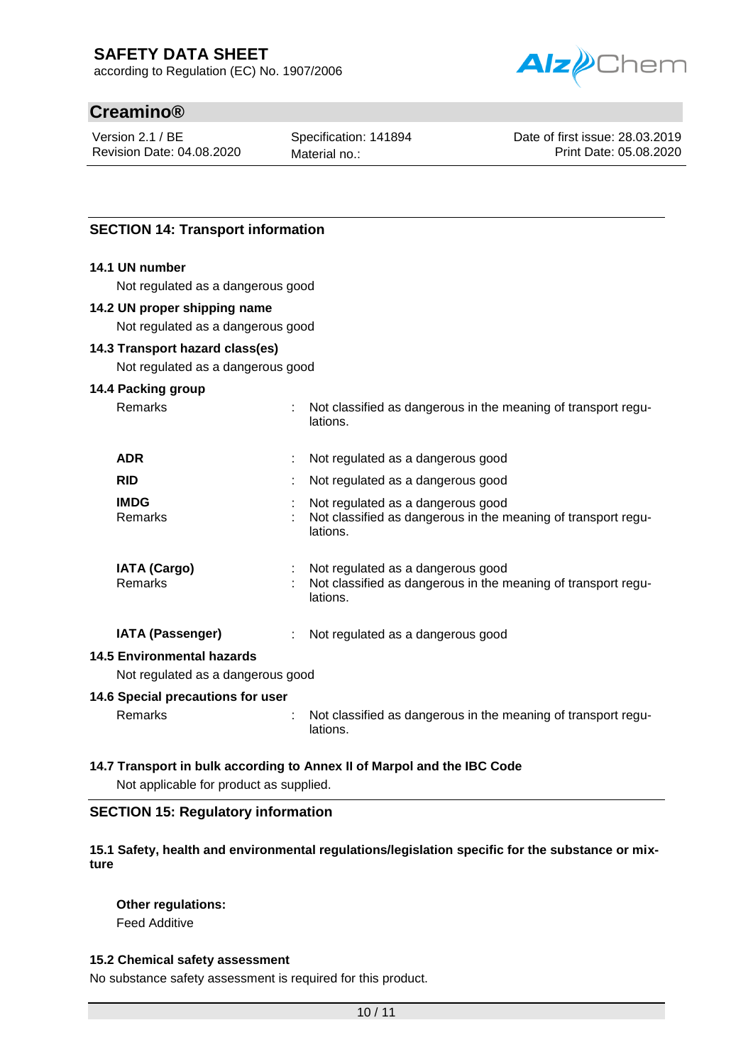## SECTION 14: Transport information

### 14.1 UN number

Not regulated as a dangerous good

### 14.2 UN proper shipping name

Not regulated as a dangerous good

### 14.3 Transport hazard class(es)

Not regulated as a dangerous good

### 14.4 Packing group

Remarks : Not classified as dangerous in the meaning of transport regulations.

**ADR** : Not regulated as a dangerous good

**RID** : Not regulated as a dangerous good

**IMDG** : Not regulated as a dangerous good
Remarks : Not classified as dangerous in the meaning of transport regulations.

**IATA (Cargo)** : Not regulated as a dangerous good
Remarks : Not classified as dangerous in the meaning of transport regulations.

**IATA (Passenger)** : Not regulated as a dangerous good

### 14.5 Environmental hazards

Not regulated as a dangerous good

### 14.6 Special precautions for user

Remarks : Not classified as dangerous in the meaning of transport regulations.

### 14.7 Transport in bulk according to Annex II of Marpol and the IBC Code

Not applicable for product as supplied.

## SECTION 15: Regulatory information

### 15.1 Safety, health and environmental regulations/legislation specific for the substance or mixture

**Other regulations:**
Feed Additive

### 15.2 Chemical safety assessment

No substance safety assessment is required for this product.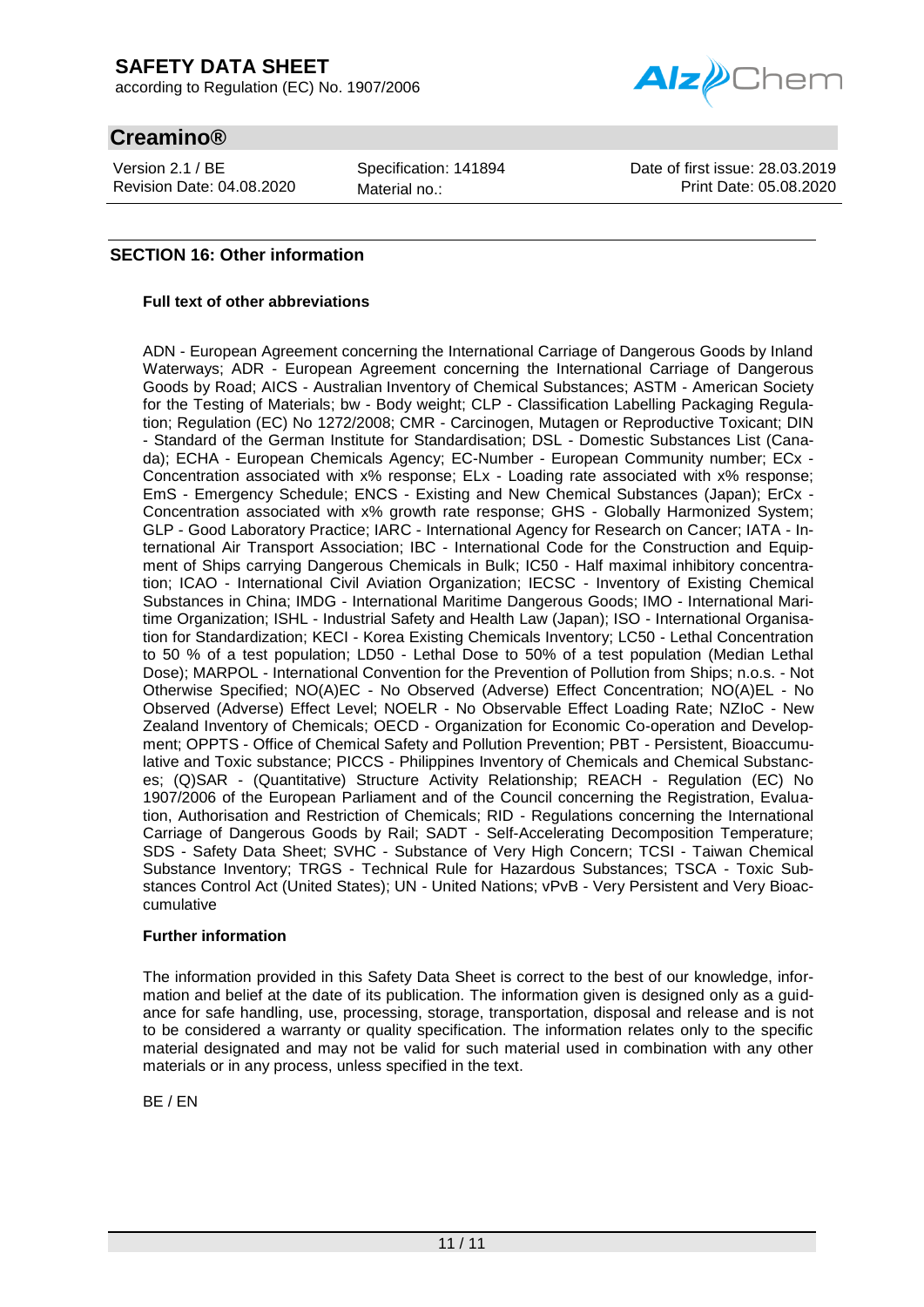## SECTION 16: Other information

### Full text of other abbreviations

ADN - European Agreement concerning the International Carriage of Dangerous Goods by Inland Waterways; ADR - European Agreement concerning the International Carriage of Dangerous Goods by Road; AICS - Australian Inventory of Chemical Substances; ASTM - American Society for the Testing of Materials; bw - Body weight; CLP - Classification Labelling Packaging Regulation; Regulation (EC) No 1272/2008; CMR - Carcinogen, Mutagen or Reproductive Toxicant; DIN - Standard of the German Institute for Standardisation; DSL - Domestic Substances List (Canada); ECHA - European Chemicals Agency; EC-Number - European Community number; ECx - Concentration associated with x% response; ELx - Loading rate associated with x% response; EmS - Emergency Schedule; ENCS - Existing and New Chemical Substances (Japan); ErCx - Concentration associated with x% growth rate response; GHS - Globally Harmonized System; GLP - Good Laboratory Practice; IARC - International Agency for Research on Cancer; IATA - International Air Transport Association; IBC - International Code for the Construction and Equipment of Ships carrying Dangerous Chemicals in Bulk; IC50 - Half maximal inhibitory concentration; ICAO - International Civil Aviation Organization; IECSC - Inventory of Existing Chemical Substances in China; IMDG - International Maritime Dangerous Goods; IMO - International Maritime Organization; ISHL - Industrial Safety and Health Law (Japan); ISO - International Organisation for Standardization; KECI - Korea Existing Chemicals Inventory; LC50 - Lethal Concentration to 50 % of a test population; LD50 - Lethal Dose to 50% of a test population (Median Lethal Dose); MARPOL - International Convention for the Prevention of Pollution from Ships; n.o.s. - Not Otherwise Specified; NO(A)EC - No Observed (Adverse) Effect Concentration; NO(A)EL - No Observed (Adverse) Effect Level; NOELR - No Observable Effect Loading Rate; NZIoC - New Zealand Inventory of Chemicals; OECD - Organization for Economic Co-operation and Development; OPPTS - Office of Chemical Safety and Pollution Prevention; PBT - Persistent, Bioaccumulative and Toxic substance; PICCS - Philippines Inventory of Chemicals and Chemical Substances; (Q)SAR - (Quantitative) Structure Activity Relationship; REACH - Regulation (EC) No 1907/2006 of the European Parliament and of the Council concerning the Registration, Evaluation, Authorisation and Restriction of Chemicals; RID - Regulations concerning the International Carriage of Dangerous Goods by Rail; SADT - Self-Accelerating Decomposition Temperature; SDS - Safety Data Sheet; SVHC - Substance of Very High Concern; TCSI - Taiwan Chemical Substance Inventory; TRGS - Technical Rule for Hazardous Substances; TSCA - Toxic Substances Control Act (United States); UN - United Nations; vPvB - Very Persistent and Very Bioaccumulative

### Further information

The information provided in this Safety Data Sheet is correct to the best of our knowledge, information and belief at the date of its publication. The information given is designed only as a guidance for safe handling, use, processing, storage, transportation, disposal and release and is not to be considered a warranty or quality specification. The information relates only to the specific material designated and may not be valid for such material used in combination with any other materials or in any process, unless specified in the text.

BE / EN